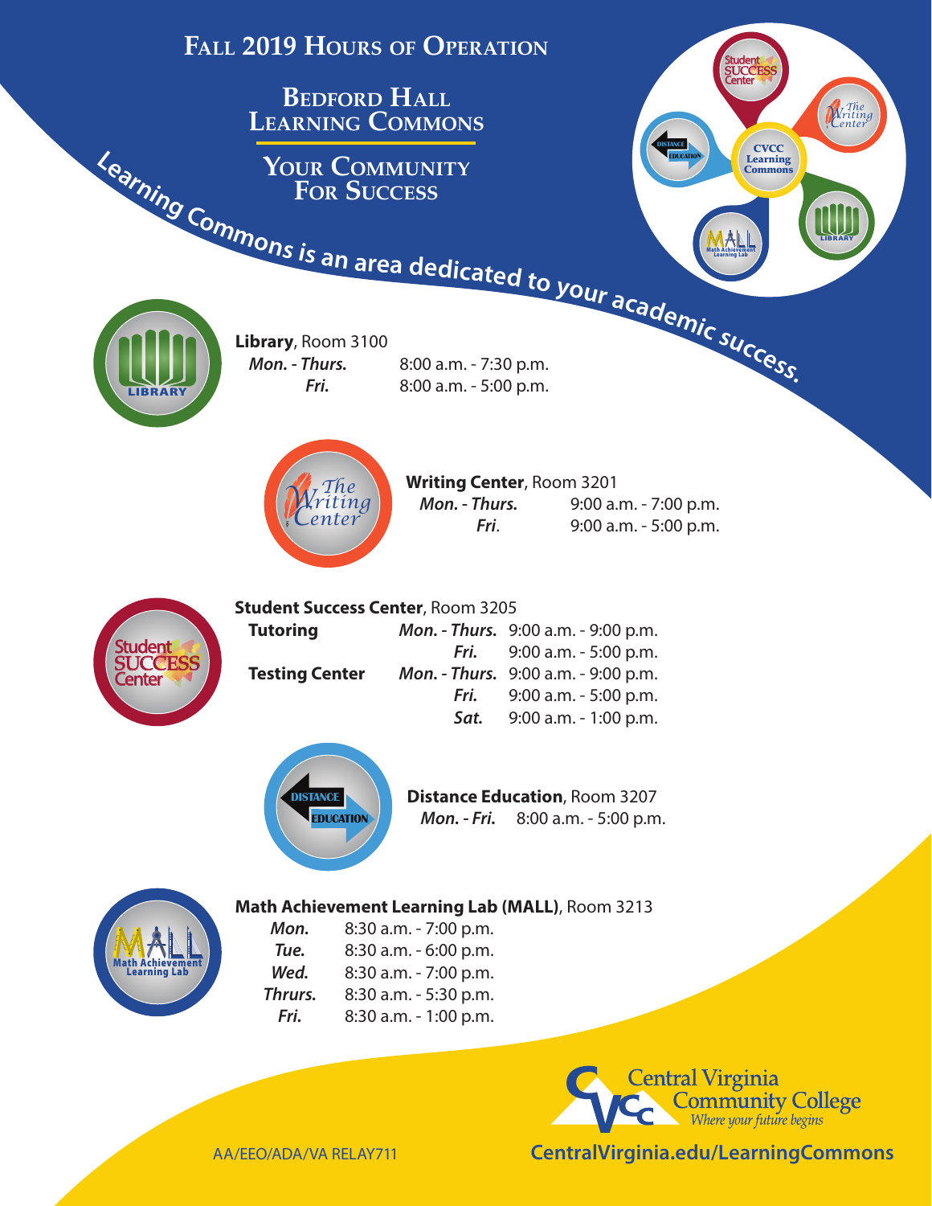# Fall 2019 Hours of Operation

## Bedford Hall Learning Commons

## Your Community For Success

Learning Commons is an area dedicated to your academic success.

**Library**, Room 3100

| | |
|---|---|
| ***Mon. - Thurs.*** | 8:00 a.m. - 7:30 p.m. |
| ***Fri.*** | 8:00 a.m. - 5:00 p.m. |

**Writing Center**, Room 3201

| | |
|---|---|
| ***Mon. - Thurs.*** | 9:00 a.m. - 7:00 p.m. |
| ***Fri.*** | 9:00 a.m. - 5:00 p.m. |

**Student Success Center**, Room 3205

| | | |
|---|---|---|
| **Tutoring** | ***Mon. - Thurs.*** | 9:00 a.m. - 9:00 p.m. |
| | ***Fri.*** | 9:00 a.m. - 5:00 p.m. |
| **Testing Center** | ***Mon. - Thurs.*** | 9:00 a.m. - 9:00 p.m. |
| | ***Fri.*** | 9:00 a.m. - 5:00 p.m. |
| | ***Sat.*** | 9:00 a.m. - 1:00 p.m. |

**Distance Education**, Room 3207

| | |
|---|---|
| ***Mon. - Fri.*** | 8:00 a.m. - 5:00 p.m. |

**Math Achievement Learning Lab (MALL)**, Room 3213

| | |
|---|---|
| ***Mon.*** | 8:30 a.m. - 7:00 p.m. |
| ***Tue.*** | 8:30 a.m. - 6:00 p.m. |
| ***Wed.*** | 8:30 a.m. - 7:00 p.m. |
| ***Thurs.*** | 8:30 a.m. - 5:30 p.m. |
| ***Fri.*** | 8:30 a.m. - 1:00 p.m. |

Central Virginia Community College
*Where your future begins*

AA/EEO/ADA/VA RELAY711

**CentralVirginia.edu/LearningCommons**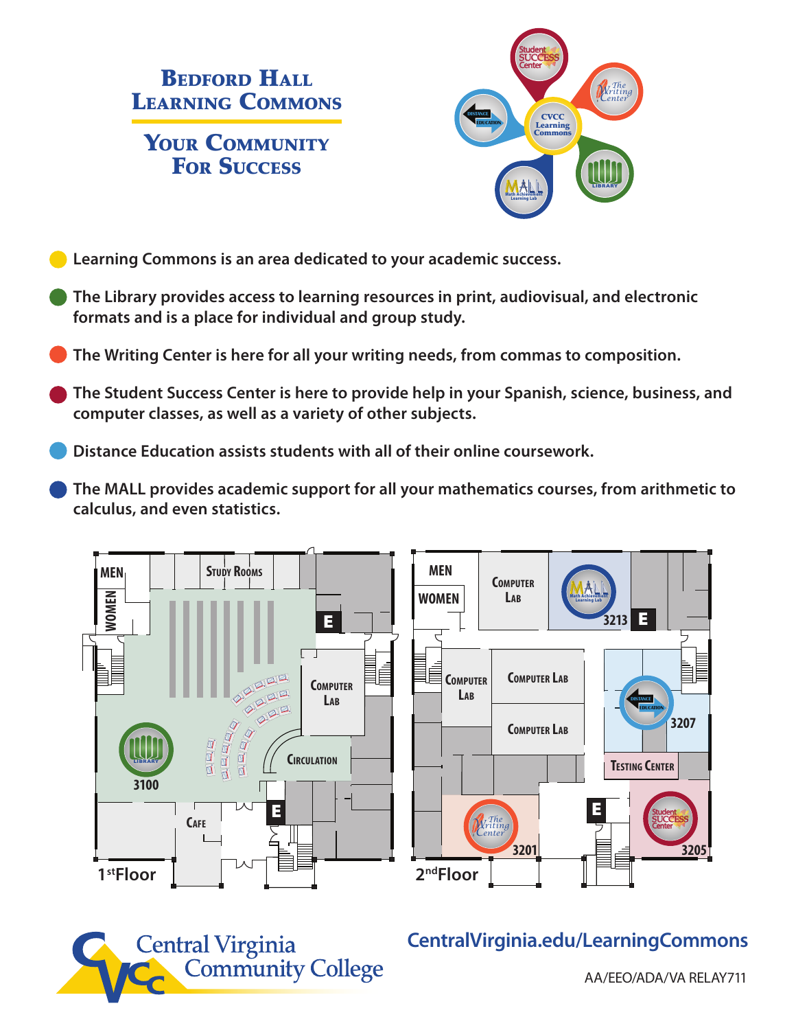# Bedford Hall Learning Commons

## Your Community For Success

- Learning Commons is an area dedicated to your academic success.
- The Library provides access to learning resources in print, audiovisual, and electronic formats and is a place for individual and group study.
- The Writing Center is here for all your writing needs, from commas to composition.
- The Student Success Center is here to provide help in your Spanish, science, business, and computer classes, as well as a variety of other subjects.
- Distance Education assists students with all of their online coursework.
- The MALL provides academic support for all your mathematics courses, from arithmetic to calculus, and even statistics.

1st Floor

MEN
WOMEN
STUDY ROOMS
E
COMPUTER LAB
CIRCULATION
LIBRARY
3100
CAFE
E

2nd Floor

MEN
WOMEN
COMPUTER LAB
3213
E
COMPUTER LAB
COMPUTER LAB
COMPUTER LAB
3207
TESTING CENTER
3201
E
3205

Central Virginia Community College

CentralVirginia.edu/LearningCommons

AA/EEO/ADA/VA RELAY711